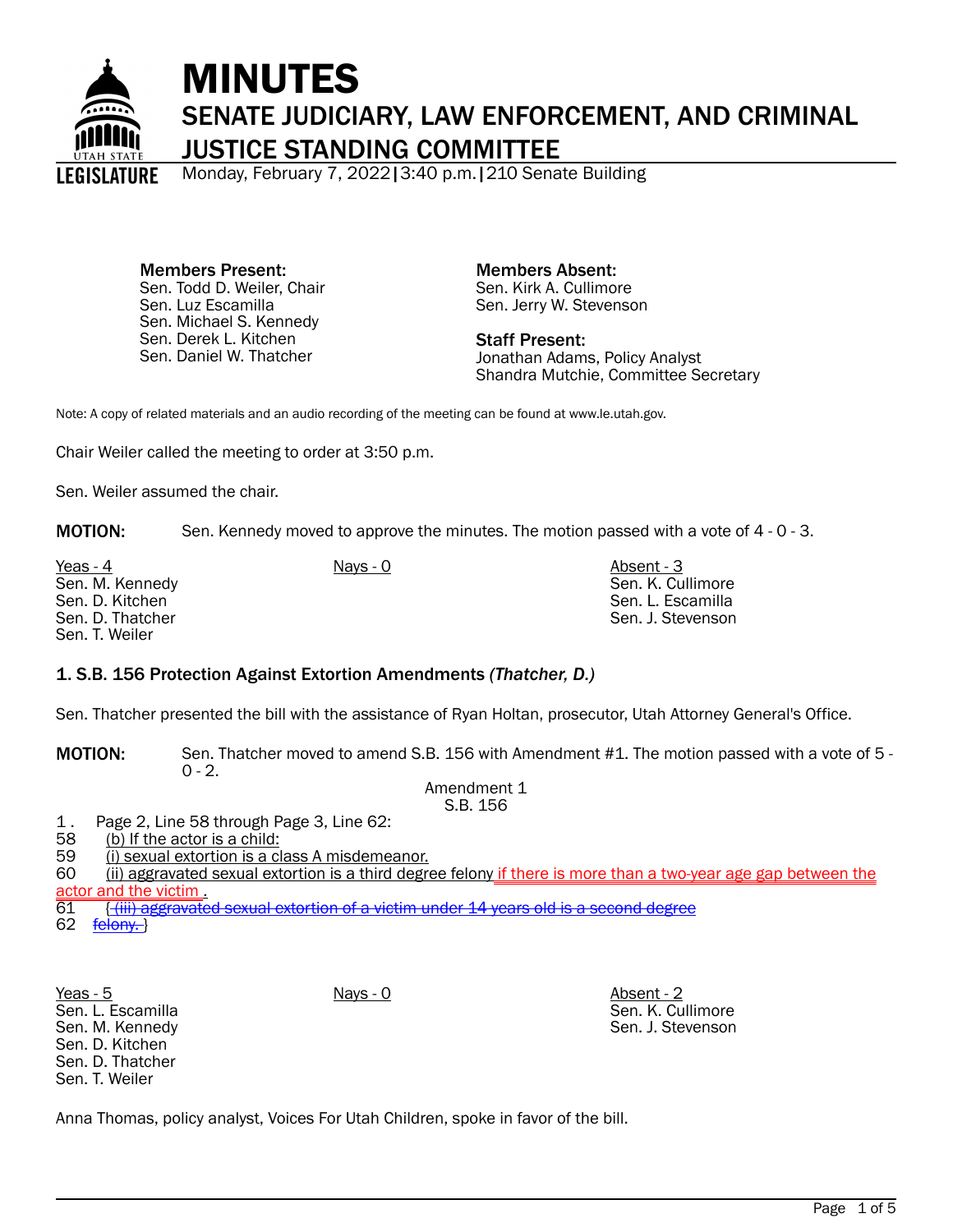# MINUTES

## SENATE JUDICIARY, LAW ENFORCEMENT, AND CRIMINAL JUSTICE STANDING COMMITTEE

Monday, February 7, 2022 | 3:40 p.m. | 210 Senate Building

**Members Present:**
Sen. Todd D. Weiler, Chair
Sen. Luz Escamilla
Sen. Michael S. Kennedy
Sen. Derek L. Kitchen
Sen. Daniel W. Thatcher

**Members Absent:**
Sen. Kirk A. Cullimore
Sen. Jerry W. Stevenson

**Staff Present:**
Jonathan Adams, Policy Analyst
Shandra Mutchie, Committee Secretary

Note: A copy of related materials and an audio recording of the meeting can be found at www.le.utah.gov.

Chair Weiler called the meeting to order at 3:50 p.m.

Sen. Weiler assumed the chair.

**MOTION:** Sen. Kennedy moved to approve the minutes. The motion passed with a vote of 4 - 0 - 3.

| Yeas - 4 | Nays - 0 | Absent - 3 |
|---|---|---|
| Sen. M. Kennedy | | Sen. K. Cullimore |
| Sen. D. Kitchen | | Sen. L. Escamilla |
| Sen. D. Thatcher | | Sen. J. Stevenson |
| Sen. T. Weiler | | |

### 1. S.B. 156 Protection Against Extortion Amendments *(Thatcher, D.)*

Sen. Thatcher presented the bill with the assistance of Ryan Holtan, prosecutor, Utah Attorney General's Office.

**MOTION:** Sen. Thatcher moved to amend S.B. 156 with Amendment #1. The motion passed with a vote of 5 - 0 - 2.

Amendment 1
S.B. 156

1. Page 2, Line 58 through Page 3, Line 62:

58 (b) If the actor is a child:
59 (i) sexual extortion is a class A misdemeanor.
60 (ii) aggravated sexual extortion is a third degree felony if there is more than a two-year age gap between the actor and the victim .
61 { (iii) aggravated sexual extortion of a victim under 14 years old is a second degree
62 felony. }

| Yeas - 5 | Nays - 0 | Absent - 2 |
|---|---|---|
| Sen. L. Escamilla | | Sen. K. Cullimore |
| Sen. M. Kennedy | | Sen. J. Stevenson |
| Sen. D. Kitchen | | |
| Sen. D. Thatcher | | |
| Sen. T. Weiler | | |

Anna Thomas, policy analyst, Voices For Utah Children, spoke in favor of the bill.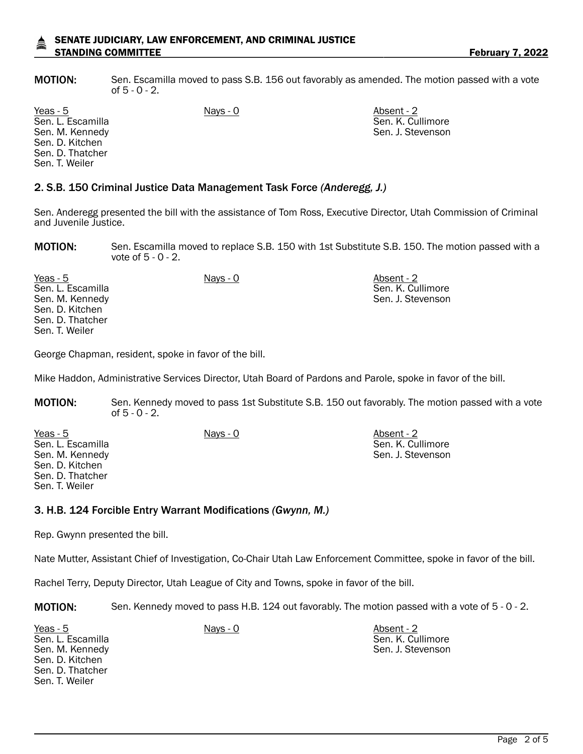**MOTION:** Sen. Escamilla moved to pass S.B. 156 out favorably as amended. The motion passed with a vote of 5 - 0 - 2.

| Yeas - 5 | Nays - 0 | Absent - 2 |
|---|---|---|
| Sen. L. Escamilla | | Sen. K. Cullimore |
| Sen. M. Kennedy | | Sen. J. Stevenson |
| Sen. D. Kitchen | | |
| Sen. D. Thatcher | | |
| Sen. T. Weiler | | |

### 2. S.B. 150 Criminal Justice Data Management Task Force *(Anderegg, J.)*

Sen. Anderegg presented the bill with the assistance of Tom Ross, Executive Director, Utah Commission of Criminal and Juvenile Justice.

**MOTION:** Sen. Escamilla moved to replace S.B. 150 with 1st Substitute S.B. 150. The motion passed with a vote of 5 - 0 - 2.

| Yeas - 5 | Nays - 0 | Absent - 2 |
|---|---|---|
| Sen. L. Escamilla | | Sen. K. Cullimore |
| Sen. M. Kennedy | | Sen. J. Stevenson |
| Sen. D. Kitchen | | |
| Sen. D. Thatcher | | |
| Sen. T. Weiler | | |

George Chapman, resident, spoke in favor of the bill.

Mike Haddon, Administrative Services Director, Utah Board of Pardons and Parole, spoke in favor of the bill.

**MOTION:** Sen. Kennedy moved to pass 1st Substitute S.B. 150 out favorably. The motion passed with a vote of 5 - 0 - 2.

| Yeas - 5 | Nays - 0 | Absent - 2 |
|---|---|---|
| Sen. L. Escamilla | | Sen. K. Cullimore |
| Sen. M. Kennedy | | Sen. J. Stevenson |
| Sen. D. Kitchen | | |
| Sen. D. Thatcher | | |
| Sen. T. Weiler | | |

### 3. H.B. 124 Forcible Entry Warrant Modifications *(Gwynn, M.)*

Rep. Gwynn presented the bill.

Nate Mutter, Assistant Chief of Investigation, Co-Chair Utah Law Enforcement Committee, spoke in favor of the bill.

Rachel Terry, Deputy Director, Utah League of City and Towns, spoke in favor of the bill.

**MOTION:** Sen. Kennedy moved to pass H.B. 124 out favorably. The motion passed with a vote of 5 - 0 - 2.

| Yeas - 5 | Nays - 0 | Absent - 2 |
|---|---|---|
| Sen. L. Escamilla | | Sen. K. Cullimore |
| Sen. M. Kennedy | | Sen. J. Stevenson |
| Sen. D. Kitchen | | |
| Sen. D. Thatcher | | |
| Sen. T. Weiler | | |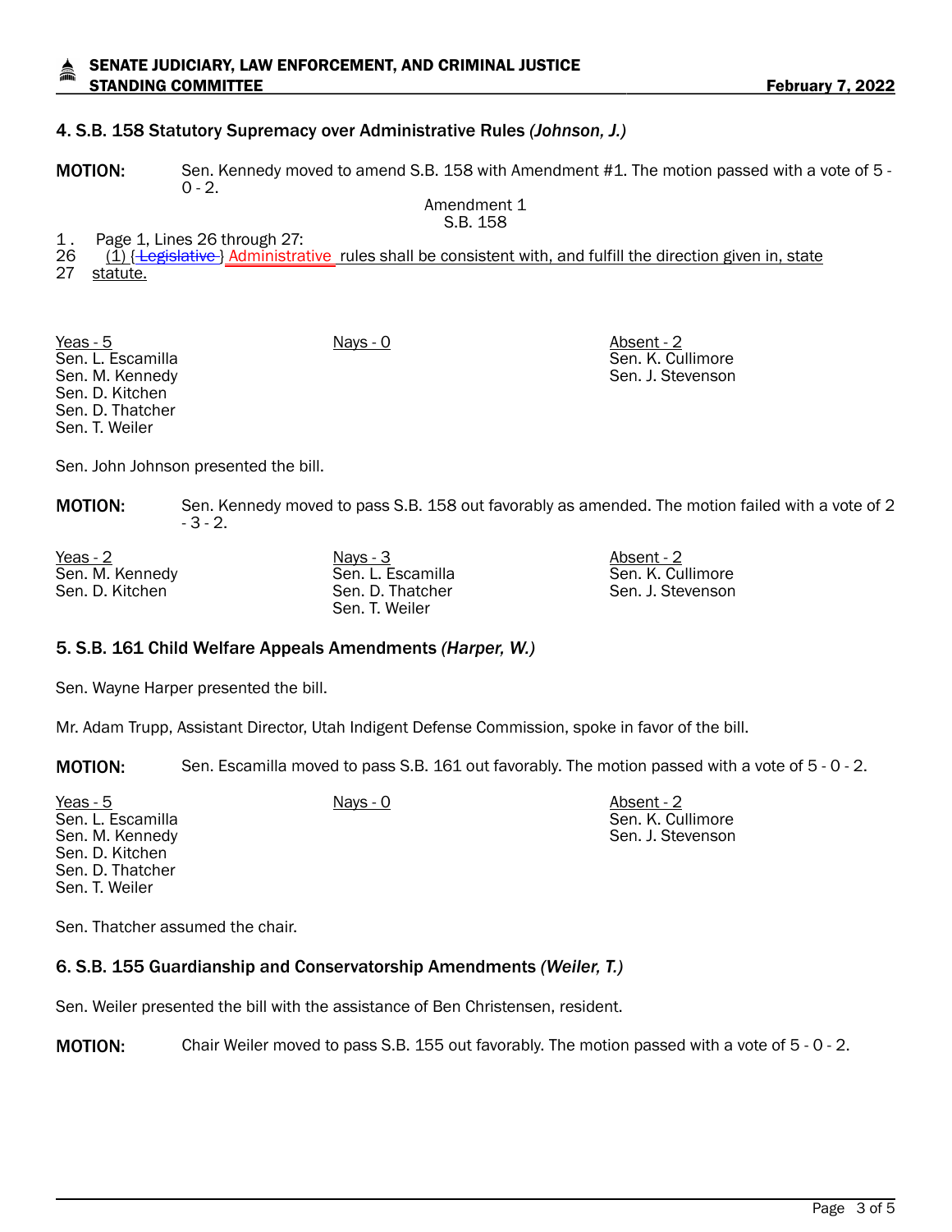### 4. S.B. 158 Statutory Supremacy over Administrative Rules *(Johnson, J.)*

**MOTION:** Sen. Kennedy moved to amend S.B. 158 with Amendment #1. The motion passed with a vote of 5 - 0 - 2.

Amendment 1
S.B. 158

1 . Page 1, Lines 26 through 27:
26 (1) {~~Legislative~~ } Administrative rules shall be consistent with, and fulfill the direction given in, state
27 statute.

| Yeas - 5 | Nays - 0 | Absent - 2 |
|---|---|---|
| Sen. L. Escamilla | | Sen. K. Cullimore |
| Sen. M. Kennedy | | Sen. J. Stevenson |
| Sen. D. Kitchen | | |
| Sen. D. Thatcher | | |
| Sen. T. Weiler | | |

Sen. John Johnson presented the bill.

**MOTION:** Sen. Kennedy moved to pass S.B. 158 out favorably as amended. The motion failed with a vote of 2 - 3 - 2.

| Yeas - 2 | Nays - 3 | Absent - 2 |
|---|---|---|
| Sen. M. Kennedy | Sen. L. Escamilla | Sen. K. Cullimore |
| Sen. D. Kitchen | Sen. D. Thatcher | Sen. J. Stevenson |
| | Sen. T. Weiler | |

### 5. S.B. 161 Child Welfare Appeals Amendments *(Harper, W.)*

Sen. Wayne Harper presented the bill.

Mr. Adam Trupp, Assistant Director, Utah Indigent Defense Commission, spoke in favor of the bill.

**MOTION:** Sen. Escamilla moved to pass S.B. 161 out favorably. The motion passed with a vote of 5 - 0 - 2.

| Yeas - 5 | Nays - 0 | Absent - 2 |
|---|---|---|
| Sen. L. Escamilla | | Sen. K. Cullimore |
| Sen. M. Kennedy | | Sen. J. Stevenson |
| Sen. D. Kitchen | | |
| Sen. D. Thatcher | | |
| Sen. T. Weiler | | |

Sen. Thatcher assumed the chair.

### 6. S.B. 155 Guardianship and Conservatorship Amendments *(Weiler, T.)*

Sen. Weiler presented the bill with the assistance of Ben Christensen, resident.

**MOTION:** Chair Weiler moved to pass S.B. 155 out favorably. The motion passed with a vote of 5 - 0 - 2.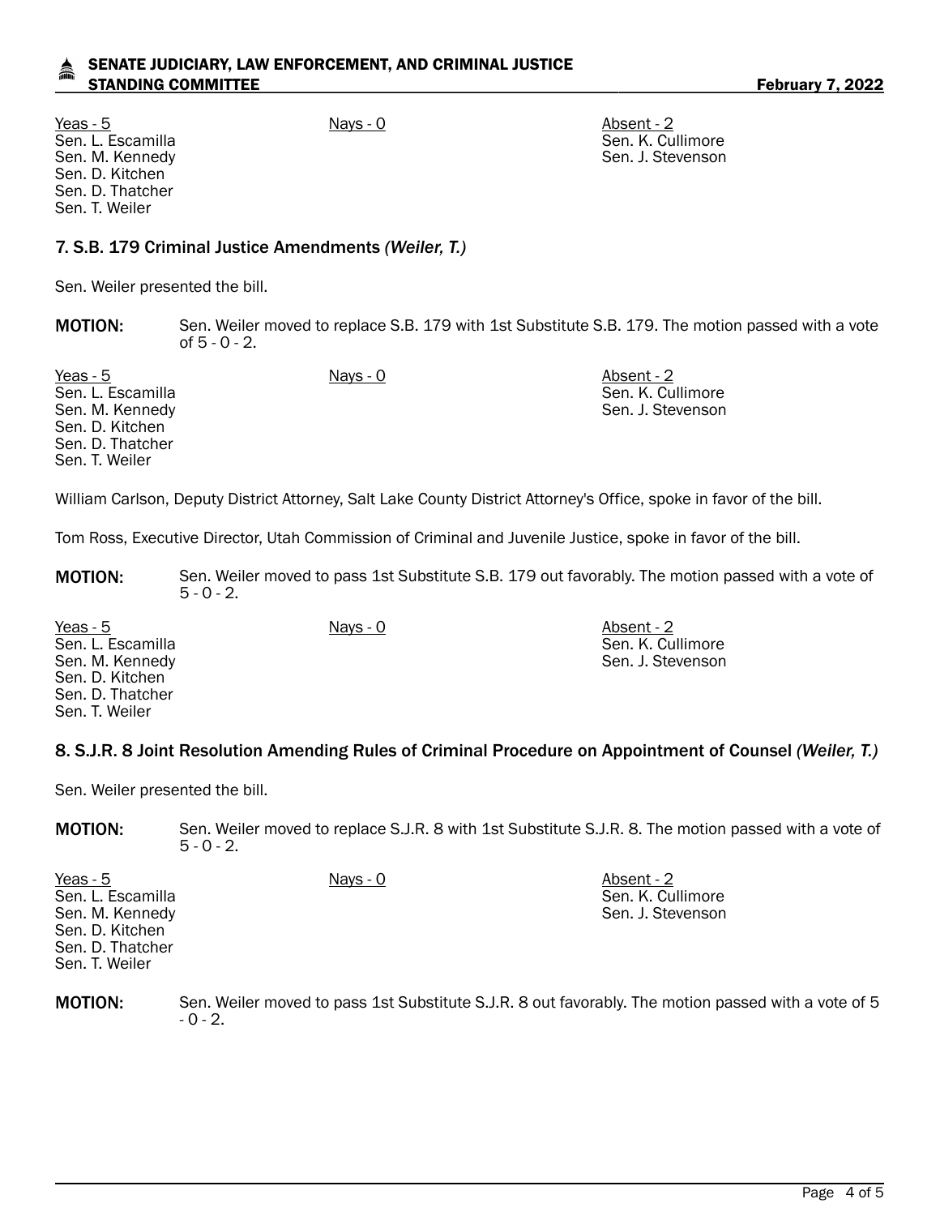| Yeas - 5 | Nays - 0 | Absent - 2 |
|---|---|---|
| Sen. L. Escamilla | | Sen. K. Cullimore |
| Sen. M. Kennedy | | Sen. J. Stevenson |
| Sen. D. Kitchen | | |
| Sen. D. Thatcher | | |
| Sen. T. Weiler | | |

### 7. S.B. 179 Criminal Justice Amendments *(Weiler, T.)*

Sen. Weiler presented the bill.

**MOTION:** Sen. Weiler moved to replace S.B. 179 with 1st Substitute S.B. 179. The motion passed with a vote of 5 - 0 - 2.

| Yeas - 5 | Nays - 0 | Absent - 2 |
|---|---|---|
| Sen. L. Escamilla | | Sen. K. Cullimore |
| Sen. M. Kennedy | | Sen. J. Stevenson |
| Sen. D. Kitchen | | |
| Sen. D. Thatcher | | |
| Sen. T. Weiler | | |

William Carlson, Deputy District Attorney, Salt Lake County District Attorney's Office, spoke in favor of the bill.

Tom Ross, Executive Director, Utah Commission of Criminal and Juvenile Justice, spoke in favor of the bill.

**MOTION:** Sen. Weiler moved to pass 1st Substitute S.B. 179 out favorably. The motion passed with a vote of 5 - 0 - 2.

| Yeas - 5 | Nays - 0 | Absent - 2 |
|---|---|---|
| Sen. L. Escamilla | | Sen. K. Cullimore |
| Sen. M. Kennedy | | Sen. J. Stevenson |
| Sen. D. Kitchen | | |
| Sen. D. Thatcher | | |
| Sen. T. Weiler | | |

### 8. S.J.R. 8 Joint Resolution Amending Rules of Criminal Procedure on Appointment of Counsel *(Weiler, T.)*

Sen. Weiler presented the bill.

**MOTION:** Sen. Weiler moved to replace S.J.R. 8 with 1st Substitute S.J.R. 8. The motion passed with a vote of 5 - 0 - 2.

| Yeas - 5 | Nays - 0 | Absent - 2 |
|---|---|---|
| Sen. L. Escamilla | | Sen. K. Cullimore |
| Sen. M. Kennedy | | Sen. J. Stevenson |
| Sen. D. Kitchen | | |
| Sen. D. Thatcher | | |
| Sen. T. Weiler | | |

**MOTION:** Sen. Weiler moved to pass 1st Substitute S.J.R. 8 out favorably. The motion passed with a vote of 5 - 0 - 2.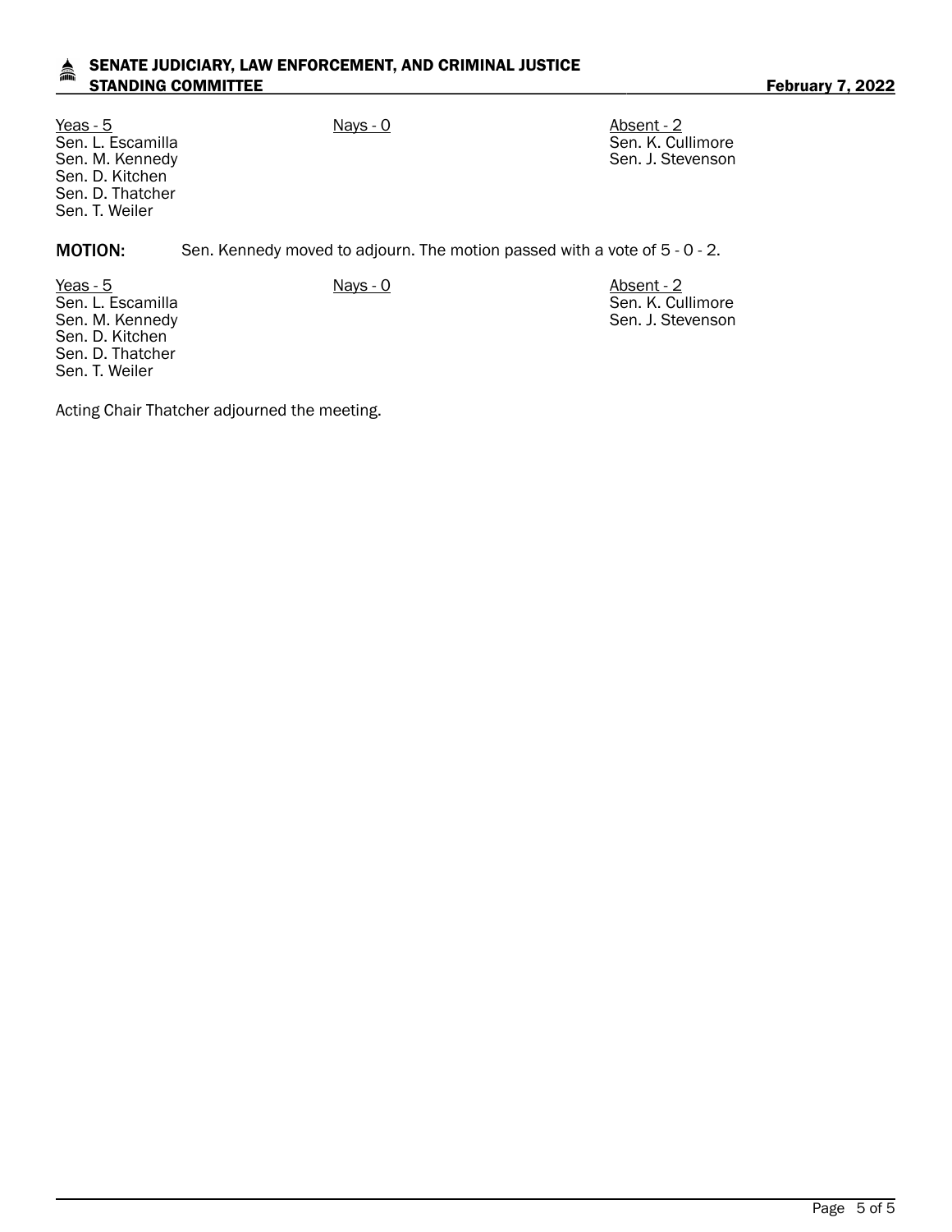| Yeas - 5 | Nays - 0 | Absent - 2 |
| --- | --- | --- |
| Sen. L. Escamilla | | Sen. K. Cullimore |
| Sen. M. Kennedy | | Sen. J. Stevenson |
| Sen. D. Kitchen | | |
| Sen. D. Thatcher | | |
| Sen. T. Weiler | | |

**MOTION:** Sen. Kennedy moved to adjourn. The motion passed with a vote of 5 - 0 - 2.

| Yeas - 5 | Nays - 0 | Absent - 2 |
| --- | --- | --- |
| Sen. L. Escamilla | | Sen. K. Cullimore |
| Sen. M. Kennedy | | Sen. J. Stevenson |
| Sen. D. Kitchen | | |
| Sen. D. Thatcher | | |
| Sen. T. Weiler | | |

Acting Chair Thatcher adjourned the meeting.